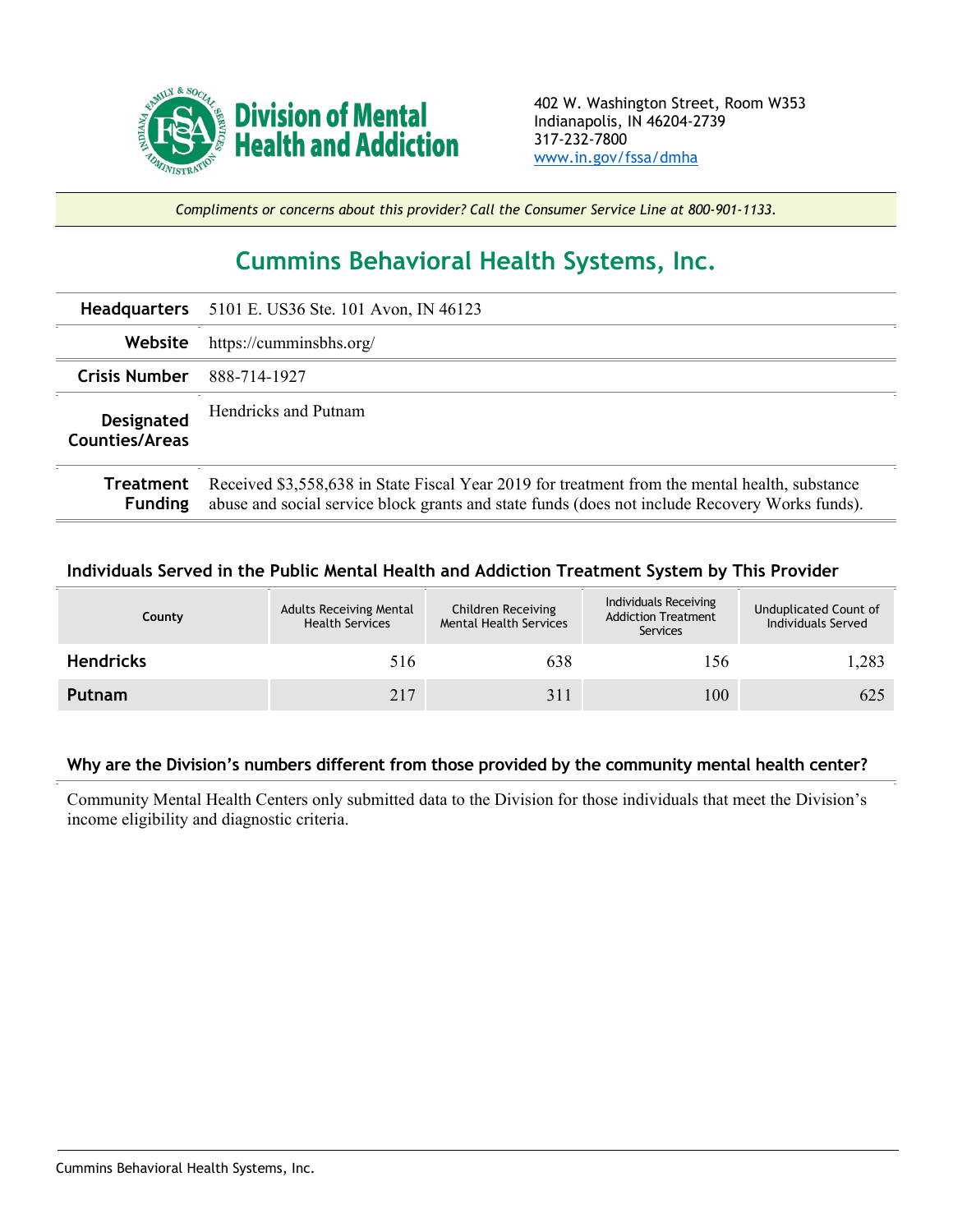**Division of Mental Health and Addiction**

402 W. Washington Street, Room W353
Indianapolis, IN 46204-2739
317-232-7800
www.in.gov/fssa/dmha

*Compliments or concerns about this provider? Call the Consumer Service Line at 800-901-1133.*

# Cummins Behavioral Health Systems, Inc.

| | |
|---|---|
| **Headquarters** | 5101 E. US36 Ste. 101 Avon, IN 46123 |
| **Website** | https://cumminsbhs.org/ |
| **Crisis Number** | 888-714-1927 |
| **Designated Counties/Areas** | Hendricks and Putnam |
| **Treatment Funding** | Received $3,558,638 in State Fiscal Year 2019 for treatment from the mental health, substance abuse and social service block grants and state funds (does not include Recovery Works funds). |

### Individuals Served in the Public Mental Health and Addiction Treatment System by This Provider

| County | Adults Receiving Mental Health Services | Children Receiving Mental Health Services | Individuals Receiving Addiction Treatment Services | Unduplicated Count of Individuals Served |
|---|---|---|---|---|
| **Hendricks** | 516 | 638 | 156 | 1,283 |
| **Putnam** | 217 | 311 | 100 | 625 |

### Why are the Division's numbers different from those provided by the community mental health center?

Community Mental Health Centers only submitted data to the Division for those individuals that meet the Division's income eligibility and diagnostic criteria.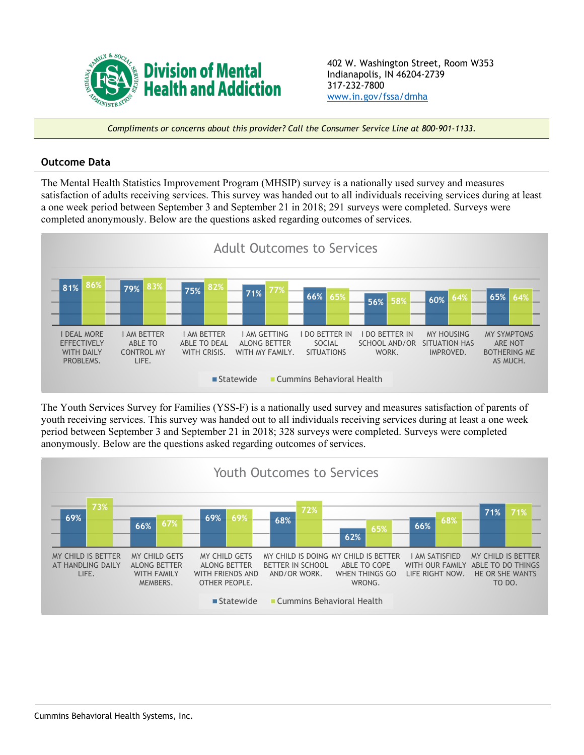Division of Mental Health and Addiction

402 W. Washington Street, Room W353
Indianapolis, IN 46204-2739
317-232-7800
www.in.gov/fssa/dmha

*Compliments or concerns about this provider? Call the Consumer Service Line at 800-901-1133.*

## Outcome Data

The Mental Health Statistics Improvement Program (MHSIP) survey is a nationally used survey and measures satisfaction of adults receiving services. This survey was handed out to all individuals receiving services during at least a one week period between September 3 and September 21 in 2018; 291 surveys were completed. Surveys were completed anonymously. Below are the questions asked regarding outcomes of services.

Adult Outcomes to Services

81% 86%
79% 83%
75% 82%
71% 77%
66% 65%
56% 58%
60% 64%
65% 64%

I DEAL MORE EFFECTIVELY WITH DAILY PROBLEMS.
I AM BETTER ABLE TO CONTROL MY LIFE.
I AM BETTER ABLE TO DEAL WITH CRISIS.
I AM GETTING ALONG BETTER WITH MY FAMILY.
I DO BETTER IN SOCIAL SITUATIONS
I DO BETTER IN SCHOOL AND/OR WORK.
MY HOUSING SITUATION HAS IMPROVED.
MY SYMPTOMS ARE NOT BOTHERING ME AS MUCH.

Statewide
Cummins Behavioral Health

The Youth Services Survey for Families (YSS-F) is a nationally used survey and measures satisfaction of parents of youth receiving services. This survey was handed out to all individuals receiving services during at least a one week period between September 3 and September 21 in 2018; 328 surveys were completed. Surveys were completed anonymously. Below are the questions asked regarding outcomes of services.

Youth Outcomes to Services

69% 73%
66% 67%
69% 69%
68% 72%
62% 65%
66% 68%
71% 71%

MY CHILD IS BETTER AT HANDLING DAILY LIFE.
MY CHILD GETS ALONG BETTER WITH FAMILY MEMBERS.
MY CHILD GETS ALONG BETTER WITH FRIENDS AND OTHER PEOPLE.
MY CHILD IS DOING BETTER IN SCHOOL AND/OR WORK.
MY CHILD IS BETTER ABLE TO COPE WHEN THINGS GO WRONG.
I AM SATISFIED WITH OUR FAMILY LIFE RIGHT NOW.
MY CHILD IS BETTER ABLE TO DO THINGS HE OR SHE WANTS TO DO.

Statewide
Cummins Behavioral Health